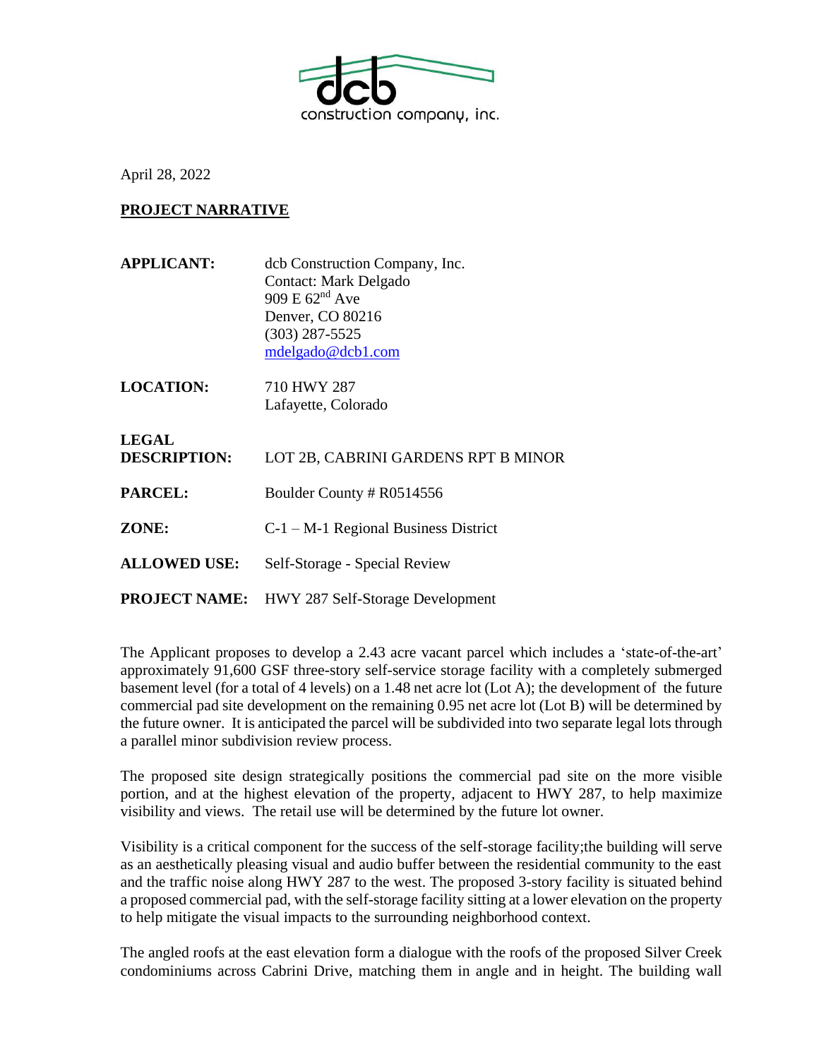dcb construction company, inc.

April 28, 2022

**PROJECT NARRATIVE**

| | |
|---|---|
| **APPLICANT:** | dcb Construction Company, Inc.<br>Contact: Mark Delgado<br>909 E 62nd Ave<br>Denver, CO 80216<br>(303) 287-5525<br>mdelgado@dcb1.com |
| **LOCATION:** | 710 HWY 287<br>Lafayette, Colorado |
| **LEGAL DESCRIPTION:** | LOT 2B, CABRINI GARDENS RPT B MINOR |
| **PARCEL:** | Boulder County # R0514556 |
| **ZONE:** | C-1 – M-1 Regional Business District |
| **ALLOWED USE:** | Self-Storage - Special Review |
| **PROJECT NAME:** | HWY 287 Self-Storage Development |

The Applicant proposes to develop a 2.43 acre vacant parcel which includes a 'state-of-the-art' approximately 91,600 GSF three-story self-service storage facility with a completely submerged basement level (for a total of 4 levels) on a 1.48 net acre lot (Lot A); the development of the future commercial pad site development on the remaining 0.95 net acre lot (Lot B) will be determined by the future owner. It is anticipated the parcel will be subdivided into two separate legal lots through a parallel minor subdivision review process.

The proposed site design strategically positions the commercial pad site on the more visible portion, and at the highest elevation of the property, adjacent to HWY 287, to help maximize visibility and views. The retail use will be determined by the future lot owner.

Visibility is a critical component for the success of the self-storage facility;the building will serve as an aesthetically pleasing visual and audio buffer between the residential community to the east and the traffic noise along HWY 287 to the west. The proposed 3-story facility is situated behind a proposed commercial pad, with the self-storage facility sitting at a lower elevation on the property to help mitigate the visual impacts to the surrounding neighborhood context.

The angled roofs at the east elevation form a dialogue with the roofs of the proposed Silver Creek condominiums across Cabrini Drive, matching them in angle and in height. The building wall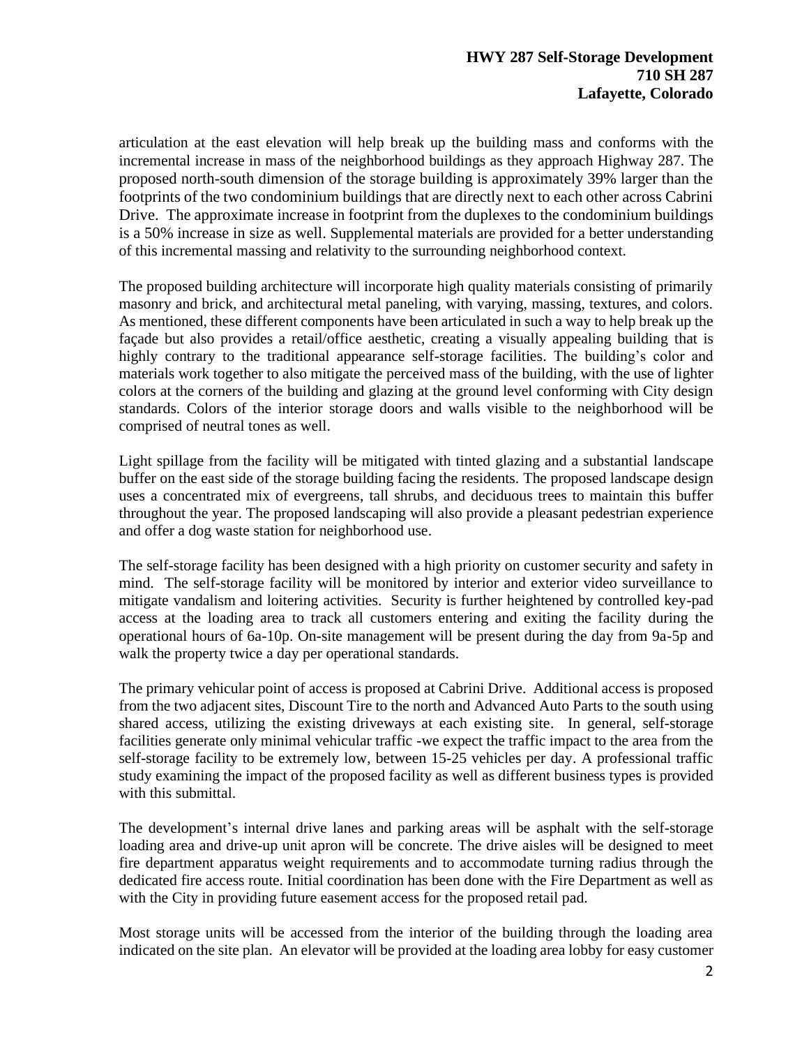articulation at the east elevation will help break up the building mass and conforms with the incremental increase in mass of the neighborhood buildings as they approach Highway 287. The proposed north-south dimension of the storage building is approximately 39% larger than the footprints of the two condominium buildings that are directly next to each other across Cabrini Drive. The approximate increase in footprint from the duplexes to the condominium buildings is a 50% increase in size as well. Supplemental materials are provided for a better understanding of this incremental massing and relativity to the surrounding neighborhood context.

The proposed building architecture will incorporate high quality materials consisting of primarily masonry and brick, and architectural metal paneling, with varying, massing, textures, and colors. As mentioned, these different components have been articulated in such a way to help break up the façade but also provides a retail/office aesthetic, creating a visually appealing building that is highly contrary to the traditional appearance self-storage facilities. The building's color and materials work together to also mitigate the perceived mass of the building, with the use of lighter colors at the corners of the building and glazing at the ground level conforming with City design standards. Colors of the interior storage doors and walls visible to the neighborhood will be comprised of neutral tones as well.

Light spillage from the facility will be mitigated with tinted glazing and a substantial landscape buffer on the east side of the storage building facing the residents. The proposed landscape design uses a concentrated mix of evergreens, tall shrubs, and deciduous trees to maintain this buffer throughout the year. The proposed landscaping will also provide a pleasant pedestrian experience and offer a dog waste station for neighborhood use.

The self-storage facility has been designed with a high priority on customer security and safety in mind. The self-storage facility will be monitored by interior and exterior video surveillance to mitigate vandalism and loitering activities. Security is further heightened by controlled key-pad access at the loading area to track all customers entering and exiting the facility during the operational hours of 6a-10p. On-site management will be present during the day from 9a-5p and walk the property twice a day per operational standards.

The primary vehicular point of access is proposed at Cabrini Drive. Additional access is proposed from the two adjacent sites, Discount Tire to the north and Advanced Auto Parts to the south using shared access, utilizing the existing driveways at each existing site. In general, self-storage facilities generate only minimal vehicular traffic -we expect the traffic impact to the area from the self-storage facility to be extremely low, between 15-25 vehicles per day. A professional traffic study examining the impact of the proposed facility as well as different business types is provided with this submittal.

The development's internal drive lanes and parking areas will be asphalt with the self-storage loading area and drive-up unit apron will be concrete. The drive aisles will be designed to meet fire department apparatus weight requirements and to accommodate turning radius through the dedicated fire access route. Initial coordination has been done with the Fire Department as well as with the City in providing future easement access for the proposed retail pad.

Most storage units will be accessed from the interior of the building through the loading area indicated on the site plan. An elevator will be provided at the loading area lobby for easy customer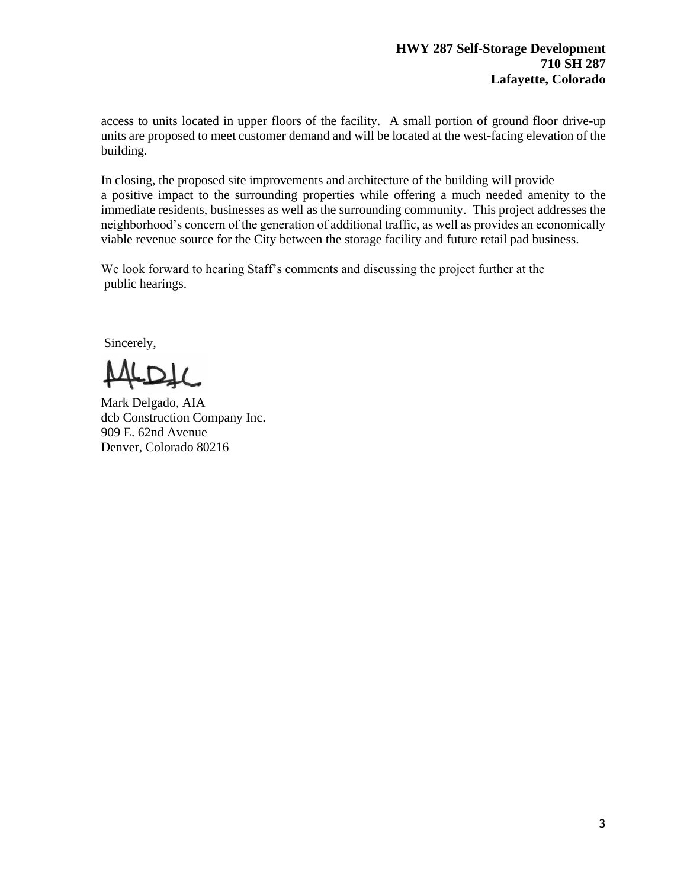access to units located in upper floors of the facility. A small portion of ground floor drive-up units are proposed to meet customer demand and will be located at the west-facing elevation of the building.

In closing, the proposed site improvements and architecture of the building will provide a positive impact to the surrounding properties while offering a much needed amenity to the immediate residents, businesses as well as the surrounding community. This project addresses the neighborhood's concern of the generation of additional traffic, as well as provides an economically viable revenue source for the City between the storage facility and future retail pad business.

We look forward to hearing Staff's comments and discussing the project further at the public hearings.

Sincerely,

Mark Delgado, AIA
dcb Construction Company Inc.
909 E. 62nd Avenue
Denver, Colorado 80216